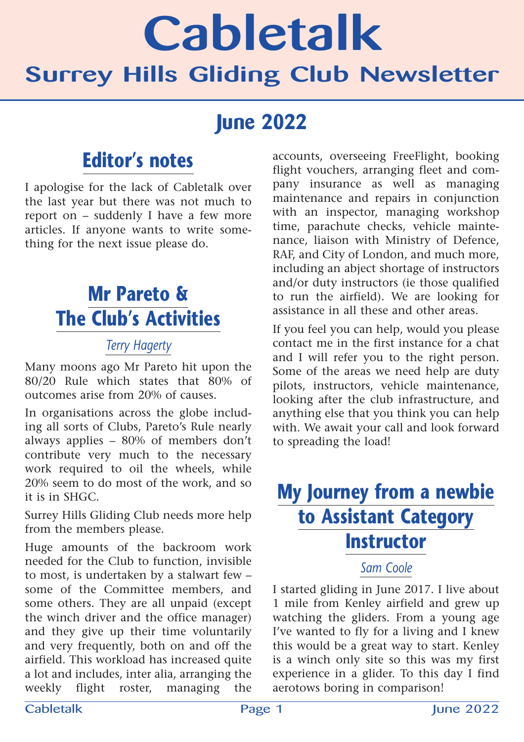# Cabletalk

## Surrey Hills Gliding Club Newsletter

## June 2022

### Editor's notes

I apologise for the lack of Cabletalk over the last year but there was not much to report on – suddenly I have a few more articles. If anyone wants to write something for the next issue please do.

### Mr Pareto & The Club's Activities

*Terry Hagerty*

Many moons ago Mr Pareto hit upon the 80/20 Rule which states that 80% of outcomes arise from 20% of causes.

In organisations across the globe including all sorts of Clubs, Pareto's Rule nearly always applies – 80% of members don't contribute very much to the necessary work required to oil the wheels, while 20% seem to do most of the work, and so it is in SHGC.

Surrey Hills Gliding Club needs more help from the members please.

Huge amounts of the backroom work needed for the Club to function, invisible to most, is undertaken by a stalwart few – some of the Committee members, and some others. They are all unpaid (except the winch driver and the office manager) and they give up their time voluntarily and very frequently, both on and off the airfield. This workload has increased quite a lot and includes, inter alia, arranging the weekly flight roster, managing the accounts, overseeing FreeFlight, booking flight vouchers, arranging fleet and company insurance as well as managing maintenance and repairs in conjunction with an inspector, managing workshop time, parachute checks, vehicle maintenance, liaison with Ministry of Defence, RAF, and City of London, and much more, including an abject shortage of instructors and/or duty instructors (ie those qualified to run the airfield). We are looking for assistance in all these and other areas.

If you feel you can help, would you please contact me in the first instance for a chat and I will refer you to the right person. Some of the areas we need help are duty pilots, instructors, vehicle maintenance, looking after the club infrastructure, and anything else that you think you can help with. We await your call and look forward to spreading the load!

### My Journey from a newbie to Assistant Category Instructor

*Sam Coole*

I started gliding in June 2017. I live about 1 mile from Kenley airfield and grew up watching the gliders. From a young age I've wanted to fly for a living and I knew this would be a great way to start. Kenley is a winch only site so this was my first experience in a glider. To this day I find aerotows boring in comparison!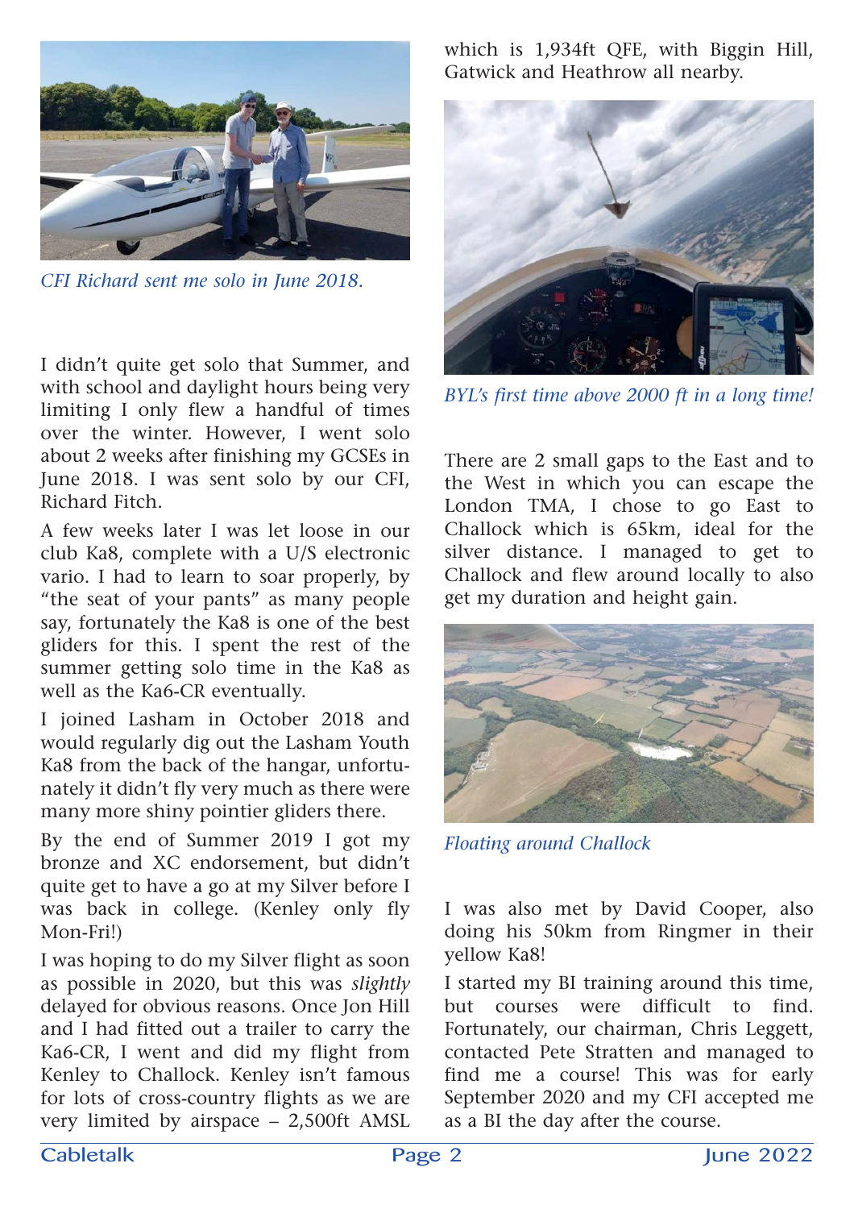*CFI Richard sent me solo in June 2018.*

I didn't quite get solo that Summer, and with school and daylight hours being very limiting I only flew a handful of times over the winter. However, I went solo about 2 weeks after finishing my GCSEs in June 2018. I was sent solo by our CFI, Richard Fitch.

A few weeks later I was let loose in our club Ka8, complete with a U/S electronic vario. I had to learn to soar properly, by "the seat of your pants" as many people say, fortunately the Ka8 is one of the best gliders for this. I spent the rest of the summer getting solo time in the Ka8 as well as the Ka6-CR eventually.

I joined Lasham in October 2018 and would regularly dig out the Lasham Youth Ka8 from the back of the hangar, unfortunately it didn't fly very much as there were many more shiny pointier gliders there.

By the end of Summer 2019 I got my bronze and XC endorsement, but didn't quite get to have a go at my Silver before I was back in college. (Kenley only fly Mon-Fri!)

I was hoping to do my Silver flight as soon as possible in 2020, but this was *slightly* delayed for obvious reasons. Once Jon Hill and I had fitted out a trailer to carry the Ka6-CR, I went and did my flight from Kenley to Challock. Kenley isn't famous for lots of cross-country flights as we are very limited by airspace – 2,500ft AMSL which is 1,934ft QFE, with Biggin Hill, Gatwick and Heathrow all nearby.

*BYL's first time above 2000 ft in a long time!*

There are 2 small gaps to the East and to the West in which you can escape the London TMA, I chose to go East to Challock which is 65km, ideal for the silver distance. I managed to get to Challock and flew around locally to also get my duration and height gain.

*Floating around Challock*

I was also met by David Cooper, also doing his 50km from Ringmer in their yellow Ka8!

I started my BI training around this time, but courses were difficult to find. Fortunately, our chairman, Chris Leggett, contacted Pete Stratten and managed to find me a course! This was for early September 2020 and my CFI accepted me as a BI the day after the course.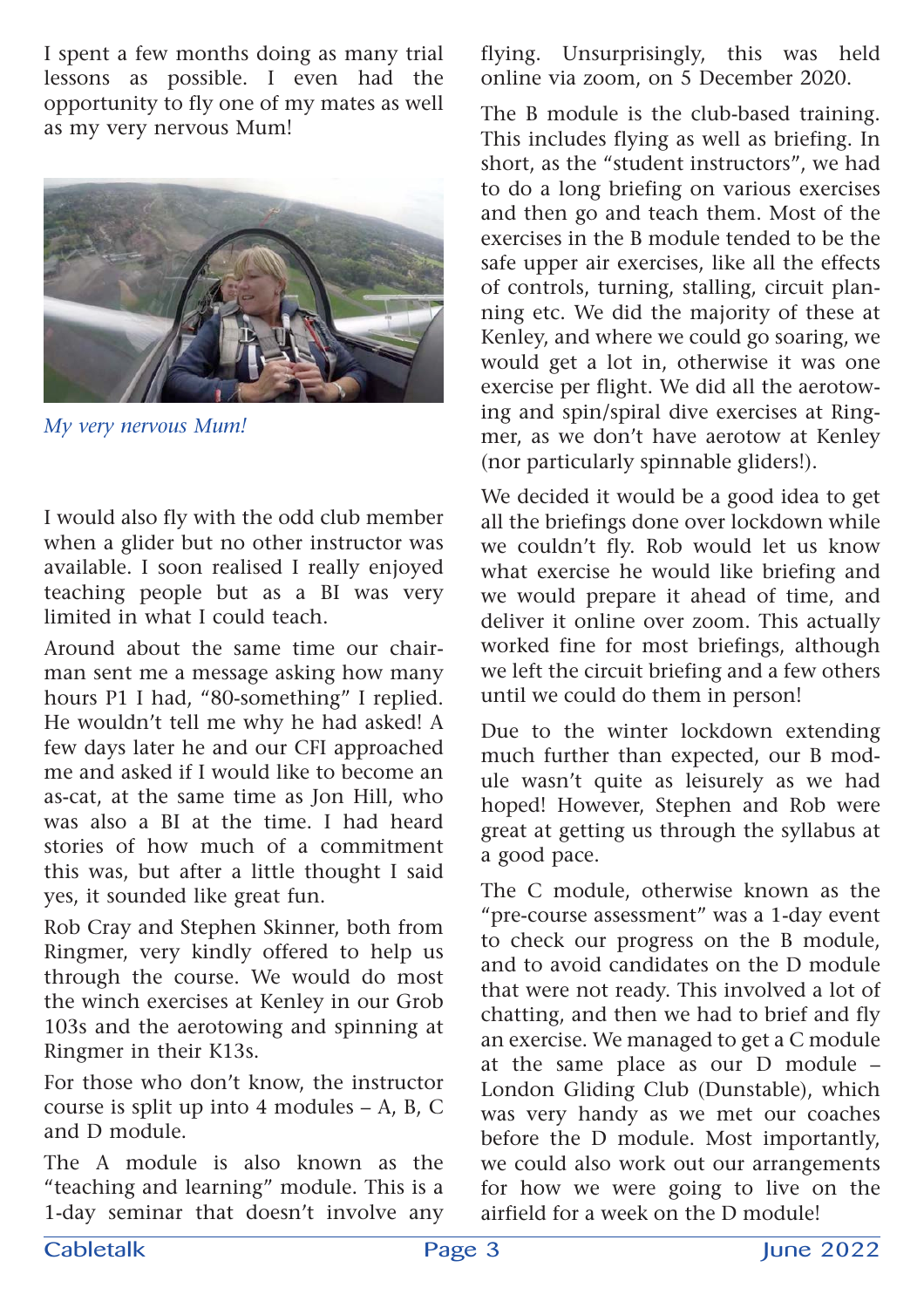I spent a few months doing as many trial lessons as possible. I even had the opportunity to fly one of my mates as well as my very nervous Mum!

*My very nervous Mum!*

I would also fly with the odd club member when a glider but no other instructor was available. I soon realised I really enjoyed teaching people but as a BI was very limited in what I could teach.

Around about the same time our chairman sent me a message asking how many hours P1 I had, "80-something" I replied. He wouldn't tell me why he had asked! A few days later he and our CFI approached me and asked if I would like to become an as-cat, at the same time as Jon Hill, who was also a BI at the time. I had heard stories of how much of a commitment this was, but after a little thought I said yes, it sounded like great fun.

Rob Cray and Stephen Skinner, both from Ringmer, very kindly offered to help us through the course. We would do most the winch exercises at Kenley in our Grob 103s and the aerotowing and spinning at Ringmer in their K13s.

For those who don't know, the instructor course is split up into 4 modules – A, B, C and D module.

The A module is also known as the "teaching and learning" module. This is a 1-day seminar that doesn't involve any flying. Unsurprisingly, this was held online via zoom, on 5 December 2020.

The B module is the club-based training. This includes flying as well as briefing. In short, as the "student instructors", we had to do a long briefing on various exercises and then go and teach them. Most of the exercises in the B module tended to be the safe upper air exercises, like all the effects of controls, turning, stalling, circuit planning etc. We did the majority of these at Kenley, and where we could go soaring, we would get a lot in, otherwise it was one exercise per flight. We did all the aerotowing and spin/spiral dive exercises at Ringmer, as we don't have aerotow at Kenley (nor particularly spinnable gliders!).

We decided it would be a good idea to get all the briefings done over lockdown while we couldn't fly. Rob would let us know what exercise he would like briefing and we would prepare it ahead of time, and deliver it online over zoom. This actually worked fine for most briefings, although we left the circuit briefing and a few others until we could do them in person!

Due to the winter lockdown extending much further than expected, our B module wasn't quite as leisurely as we had hoped! However, Stephen and Rob were great at getting us through the syllabus at a good pace.

The C module, otherwise known as the "pre-course assessment" was a 1-day event to check our progress on the B module, and to avoid candidates on the D module that were not ready. This involved a lot of chatting, and then we had to brief and fly an exercise. We managed to get a C module at the same place as our D module – London Gliding Club (Dunstable), which was very handy as we met our coaches before the D module. Most importantly, we could also work out our arrangements for how we were going to live on the airfield for a week on the D module!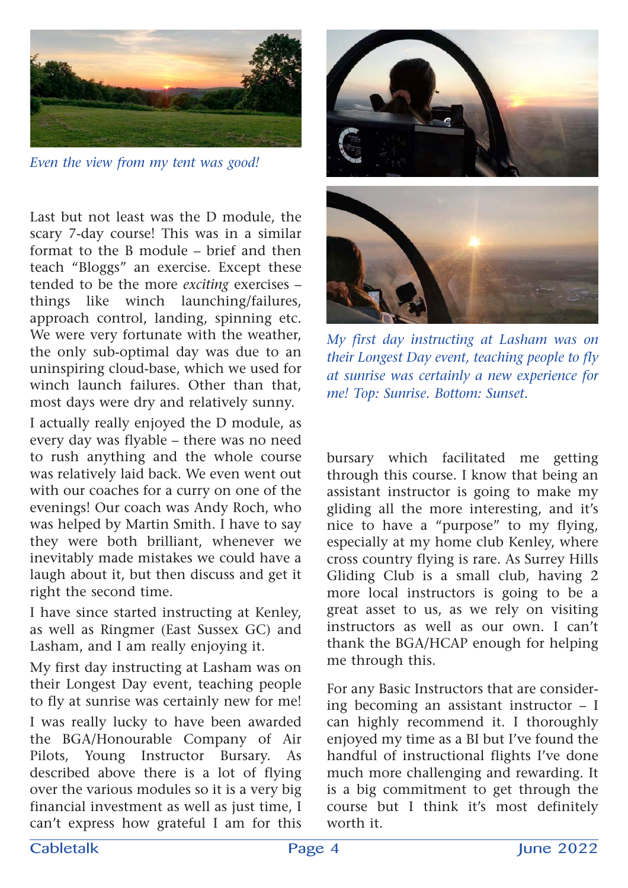*Even the view from my tent was good!*

Last but not least was the D module, the scary 7-day course! This was in a similar format to the B module – brief and then teach "Bloggs" an exercise. Except these tended to be the more *exciting* exercises – things like winch launching/failures, approach control, landing, spinning etc. We were very fortunate with the weather, the only sub-optimal day was due to an uninspiring cloud-base, which we used for winch launch failures. Other than that, most days were dry and relatively sunny.

I actually really enjoyed the D module, as every day was flyable – there was no need to rush anything and the whole course was relatively laid back. We even went out with our coaches for a curry on one of the evenings! Our coach was Andy Roch, who was helped by Martin Smith. I have to say they were both brilliant, whenever we inevitably made mistakes we could have a laugh about it, but then discuss and get it right the second time.

I have since started instructing at Kenley, as well as Ringmer (East Sussex GC) and Lasham, and I am really enjoying it.

My first day instructing at Lasham was on their Longest Day event, teaching people to fly at sunrise was certainly new for me!

I was really lucky to have been awarded the BGA/Honourable Company of Air Pilots, Young Instructor Bursary. As described above there is a lot of flying over the various modules so it is a very big financial investment as well as just time, I can't express how grateful I am for this bursary which facilitated me getting through this course. I know that being an assistant instructor is going to make my gliding all the more interesting, and it's nice to have a "purpose" to my flying, especially at my home club Kenley, where cross country flying is rare. As Surrey Hills Gliding Club is a small club, having 2 more local instructors is going to be a great asset to us, as we rely on visiting instructors as well as our own. I can't thank the BGA/HCAP enough for helping me through this.

*My first day instructing at Lasham was on their Longest Day event, teaching people to fly at sunrise was certainly a new experience for me! Top: Sunrise. Bottom: Sunset.*

For any Basic Instructors that are considering becoming an assistant instructor – I can highly recommend it. I thoroughly enjoyed my time as a BI but I've found the handful of instructional flights I've done much more challenging and rewarding. It is a big commitment to get through the course but I think it's most definitely worth it.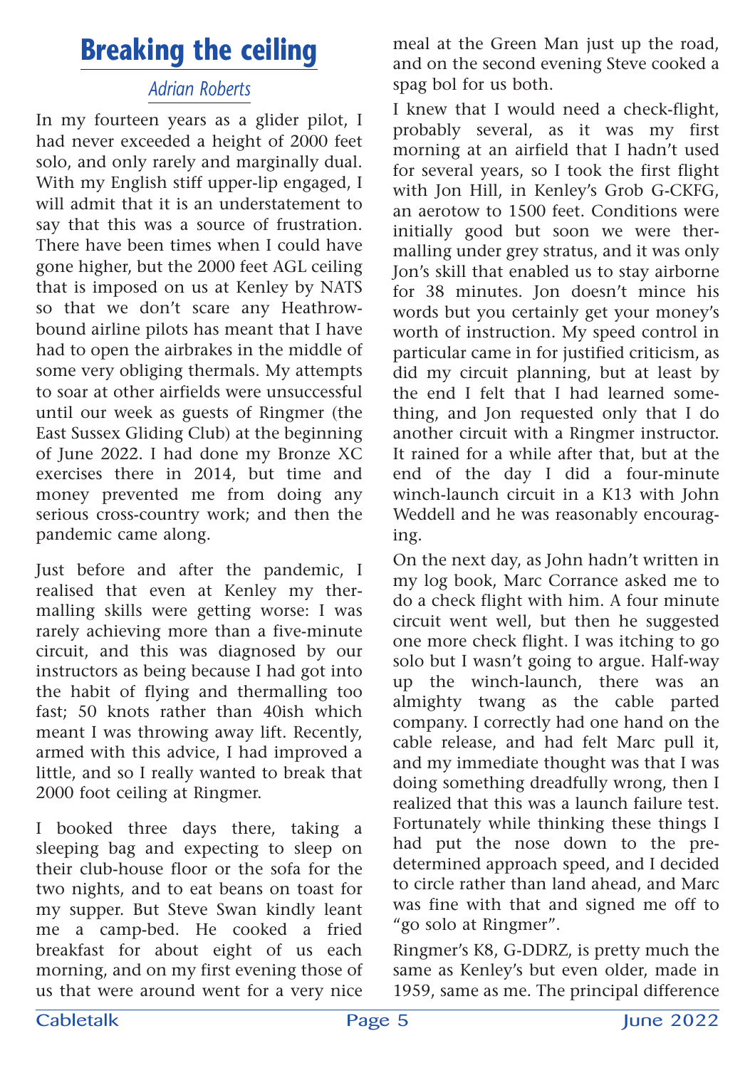# Breaking the ceiling

*Adrian Roberts*

In my fourteen years as a glider pilot, I had never exceeded a height of 2000 feet solo, and only rarely and marginally dual. With my English stiff upper-lip engaged, I will admit that it is an understatement to say that this was a source of frustration. There have been times when I could have gone higher, but the 2000 feet AGL ceiling that is imposed on us at Kenley by NATS so that we don't scare any Heathrow-bound airline pilots has meant that I have had to open the airbrakes in the middle of some very obliging thermals. My attempts to soar at other airfields were unsuccessful until our week as guests of Ringmer (the East Sussex Gliding Club) at the beginning of June 2022. I had done my Bronze XC exercises there in 2014, but time and money prevented me from doing any serious cross-country work; and then the pandemic came along.

Just before and after the pandemic, I realised that even at Kenley my thermalling skills were getting worse: I was rarely achieving more than a five-minute circuit, and this was diagnosed by our instructors as being because I had got into the habit of flying and thermalling too fast; 50 knots rather than 40ish which meant I was throwing away lift. Recently, armed with this advice, I had improved a little, and so I really wanted to break that 2000 foot ceiling at Ringmer.

I booked three days there, taking a sleeping bag and expecting to sleep on their club-house floor or the sofa for the two nights, and to eat beans on toast for my supper. But Steve Swan kindly leant me a camp-bed. He cooked a fried breakfast for about eight of us each morning, and on my first evening those of us that were around went for a very nice meal at the Green Man just up the road, and on the second evening Steve cooked a spag bol for us both.

I knew that I would need a check-flight, probably several, as it was my first morning at an airfield that I hadn't used for several years, so I took the first flight with Jon Hill, in Kenley's Grob G-CKFG, an aerotow to 1500 feet. Conditions were initially good but soon we were thermalling under grey stratus, and it was only Jon's skill that enabled us to stay airborne for 38 minutes. Jon doesn't mince his words but you certainly get your money's worth of instruction. My speed control in particular came in for justified criticism, as did my circuit planning, but at least by the end I felt that I had learned something, and Jon requested only that I do another circuit with a Ringmer instructor. It rained for a while after that, but at the end of the day I did a four-minute winch-launch circuit in a K13 with John Weddell and he was reasonably encouraging.

On the next day, as John hadn't written in my log book, Marc Corrance asked me to do a check flight with him. A four minute circuit went well, but then he suggested one more check flight. I was itching to go solo but I wasn't going to argue. Half-way up the winch-launch, there was an almighty twang as the cable parted company. I correctly had one hand on the cable release, and had felt Marc pull it, and my immediate thought was that I was doing something dreadfully wrong, then I realized that this was a launch failure test. Fortunately while thinking these things I had put the nose down to the pre-determined approach speed, and I decided to circle rather than land ahead, and Marc was fine with that and signed me off to "go solo at Ringmer".

Ringmer's K8, G-DDRZ, is pretty much the same as Kenley's but even older, made in 1959, same as me. The principal difference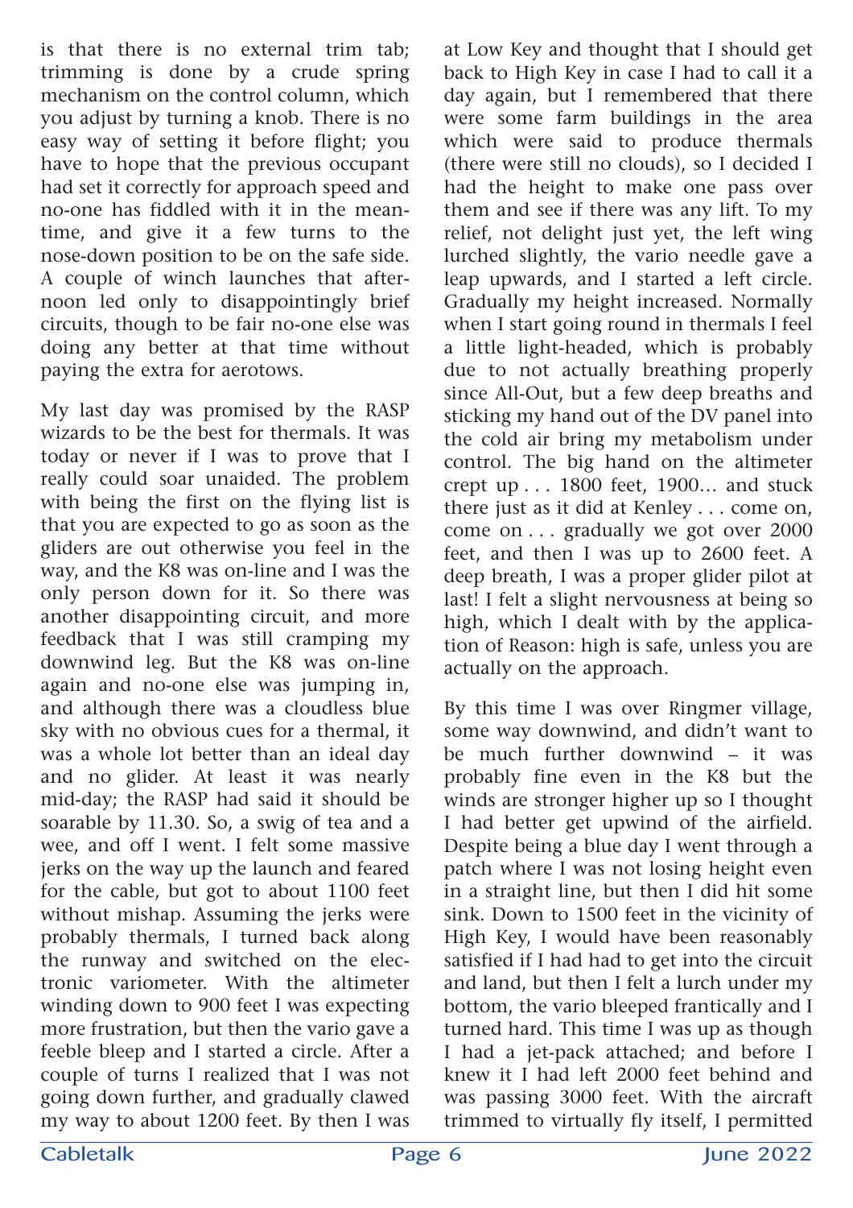is that there is no external trim tab; trimming is done by a crude spring mechanism on the control column, which you adjust by turning a knob. There is no easy way of setting it before flight; you have to hope that the previous occupant had set it correctly for approach speed and no-one has fiddled with it in the meantime, and give it a few turns to the nose-down position to be on the safe side. A couple of winch launches that afternoon led only to disappointingly brief circuits, though to be fair no-one else was doing any better at that time without paying the extra for aerotows.

My last day was promised by the RASP wizards to be the best for thermals. It was today or never if I was to prove that I really could soar unaided. The problem with being the first on the flying list is that you are expected to go as soon as the gliders are out otherwise you feel in the way, and the K8 was on-line and I was the only person down for it. So there was another disappointing circuit, and more feedback that I was still cramping my downwind leg. But the K8 was on-line again and no-one else was jumping in, and although there was a cloudless blue sky with no obvious cues for a thermal, it was a whole lot better than an ideal day and no glider. At least it was nearly mid-day; the RASP had said it should be soarable by 11.30. So, a swig of tea and a wee, and off I went. I felt some massive jerks on the way up the launch and feared for the cable, but got to about 1100 feet without mishap. Assuming the jerks were probably thermals, I turned back along the runway and switched on the electronic variometer. With the altimeter winding down to 900 feet I was expecting more frustration, but then the vario gave a feeble bleep and I started a circle. After a couple of turns I realized that I was not going down further, and gradually clawed my way to about 1200 feet. By then I was at Low Key and thought that I should get back to High Key in case I had to call it a day again, but I remembered that there were some farm buildings in the area which were said to produce thermals (there were still no clouds), so I decided I had the height to make one pass over them and see if there was any lift. To my relief, not delight just yet, the left wing lurched slightly, the vario needle gave a leap upwards, and I started a left circle. Gradually my height increased. Normally when I start going round in thermals I feel a little light-headed, which is probably due to not actually breathing properly since All-Out, but a few deep breaths and sticking my hand out of the DV panel into the cold air bring my metabolism under control. The big hand on the altimeter crept up . . . 1800 feet, 1900… and stuck there just as it did at Kenley . . . come on, come on . . . gradually we got over 2000 feet, and then I was up to 2600 feet. A deep breath, I was a proper glider pilot at last! I felt a slight nervousness at being so high, which I dealt with by the application of Reason: high is safe, unless you are actually on the approach.

By this time I was over Ringmer village, some way downwind, and didn't want to be much further downwind – it was probably fine even in the K8 but the winds are stronger higher up so I thought I had better get upwind of the airfield. Despite being a blue day I went through a patch where I was not losing height even in a straight line, but then I did hit some sink. Down to 1500 feet in the vicinity of High Key, I would have been reasonably satisfied if I had had to get into the circuit and land, but then I felt a lurch under my bottom, the vario bleeped frantically and I turned hard. This time I was up as though I had a jet-pack attached; and before I knew it I had left 2000 feet behind and was passing 3000 feet. With the aircraft trimmed to virtually fly itself, I permitted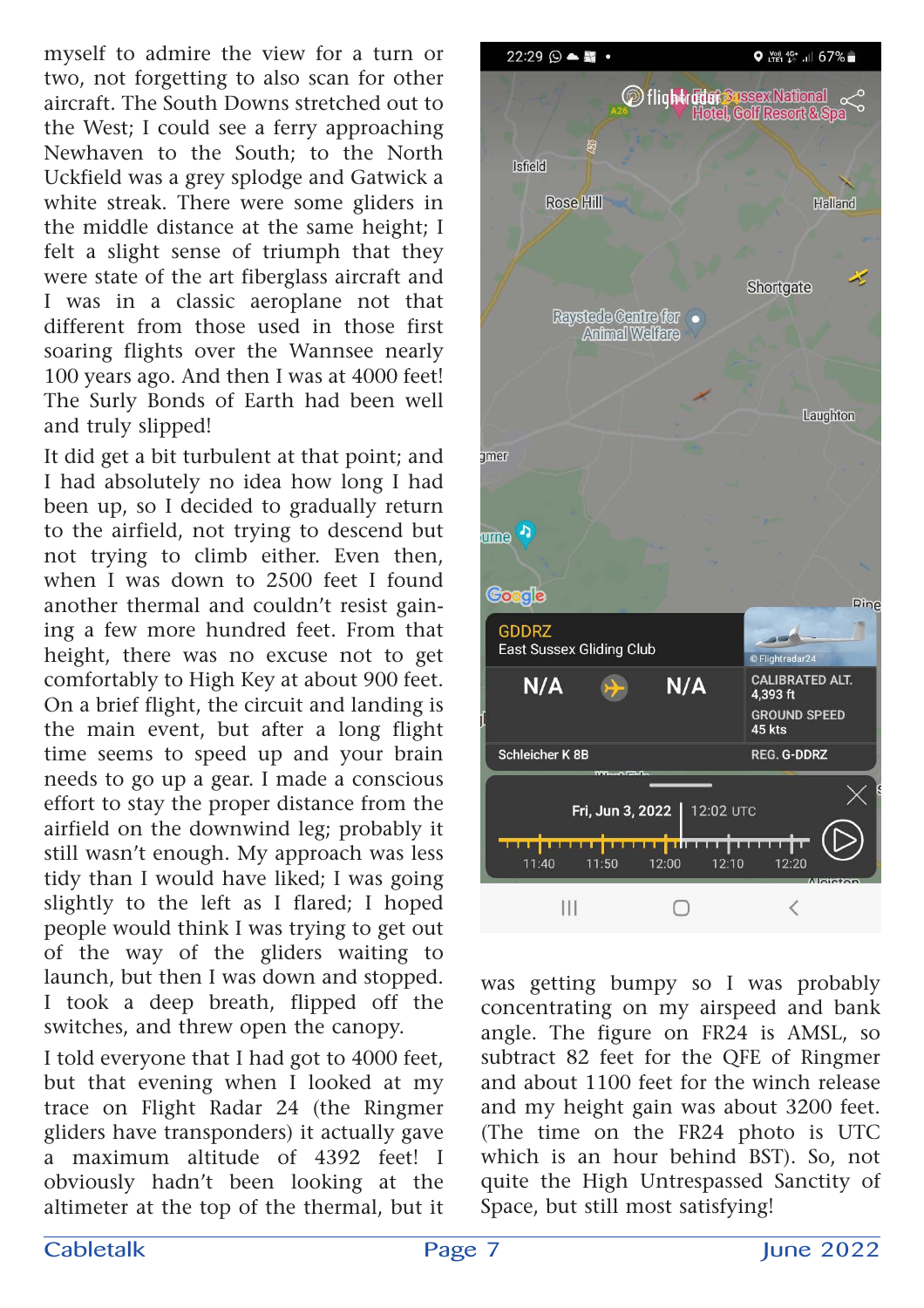myself to admire the view for a turn or two, not forgetting to also scan for other aircraft. The South Downs stretched out to the West; I could see a ferry approaching Newhaven to the South; to the North Uckfield was a grey splodge and Gatwick a white streak. There were some gliders in the middle distance at the same height; I felt a slight sense of triumph that they were state of the art fiberglass aircraft and I was in a classic aeroplane not that different from those used in those first soaring flights over the Wannsee nearly 100 years ago. And then I was at 4000 feet! The Surly Bonds of Earth had been well and truly slipped!

It did get a bit turbulent at that point; and I had absolutely no idea how long I had been up, so I decided to gradually return to the airfield, not trying to descend but not trying to climb either. Even then, when I was down to 2500 feet I found another thermal and couldn't resist gaining a few more hundred feet. From that height, there was no excuse not to get comfortably to High Key at about 900 feet. On a brief flight, the circuit and landing is the main event, but after a long flight time seems to speed up and your brain needs to go up a gear. I made a conscious effort to stay the proper distance from the airfield on the downwind leg; probably it still wasn't enough. My approach was less tidy than I would have liked; I was going slightly to the left as I flared; I hoped people would think I was trying to get out of the way of the gliders waiting to launch, but then I was down and stopped. I took a deep breath, flipped off the switches, and threw open the canopy.

I told everyone that I had got to 4000 feet, but that evening when I looked at my trace on Flight Radar 24 (the Ringmer gliders have transponders) it actually gave a maximum altitude of 4392 feet! I obviously hadn't been looking at the altimeter at the top of the thermal, but it was getting bumpy so I was probably concentrating on my airspeed and bank angle. The figure on FR24 is AMSL, so subtract 82 feet for the QFE of Ringmer and about 1100 feet for the winch release and my height gain was about 3200 feet. (The time on the FR24 photo is UTC which is an hour behind BST). So, not quite the High Untrespassed Sanctity of Space, but still most satisfying!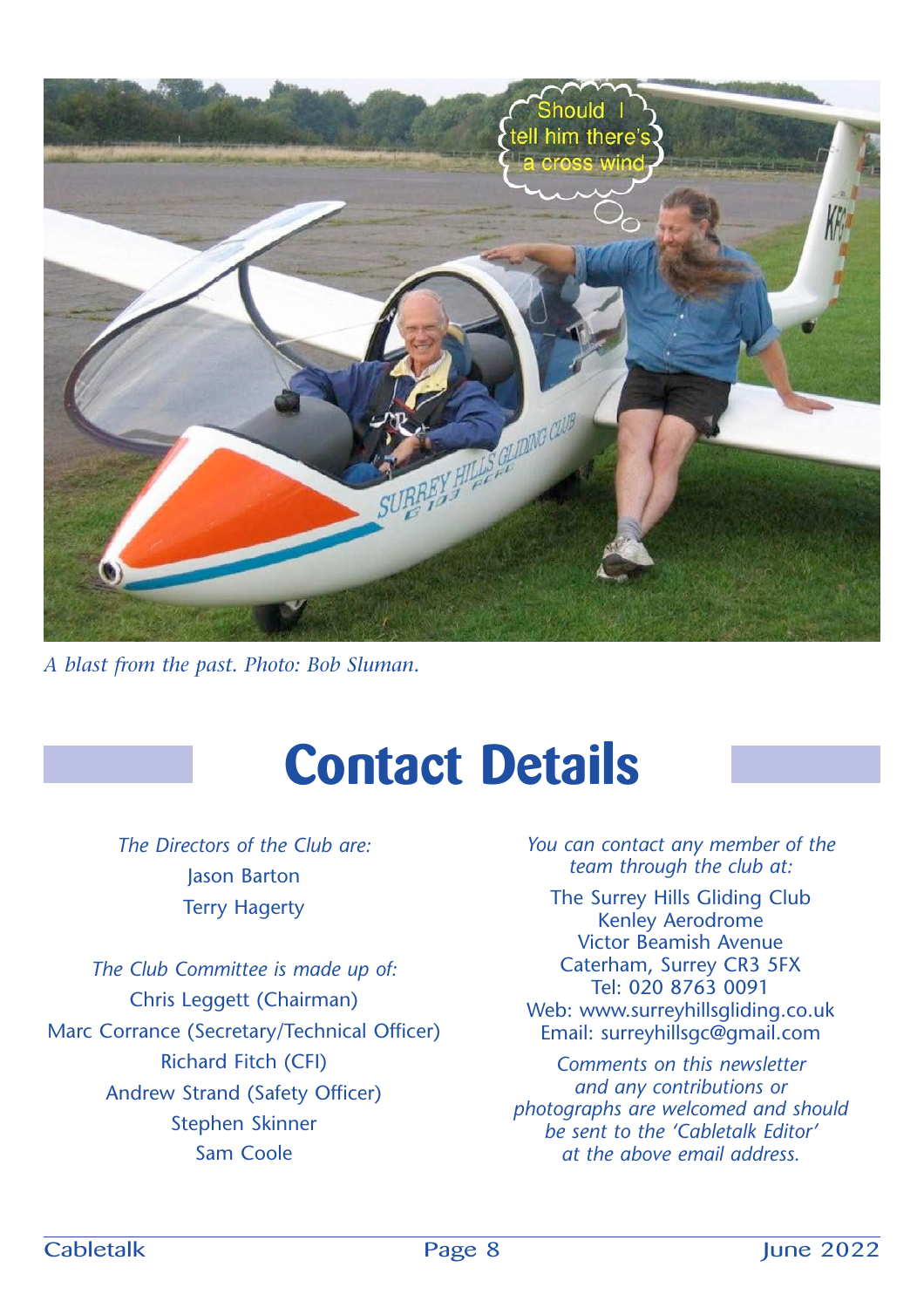A blast from the past. Photo: Bob Sluman.

# Contact Details

*The Directors of the Club are:*

Jason Barton
Terry Hagerty

*The Club Committee is made up of:*

Chris Leggett (Chairman)
Marc Corrance (Secretary/Technical Officer)
Richard Fitch (CFI)
Andrew Strand (Safety Officer)
Stephen Skinner
Sam Coole

*You can contact any member of the team through the club at:*

The Surrey Hills Gliding Club
Kenley Aerodrome
Victor Beamish Avenue
Caterham, Surrey CR3 5FX
Tel: 020 8763 0091
Web: www.surreyhillsgliding.co.uk
Email: surreyhillsgc@gmail.com

*Comments on this newsletter and any contributions or photographs are welcomed and should be sent to the 'Cabletalk Editor' at the above email address.*